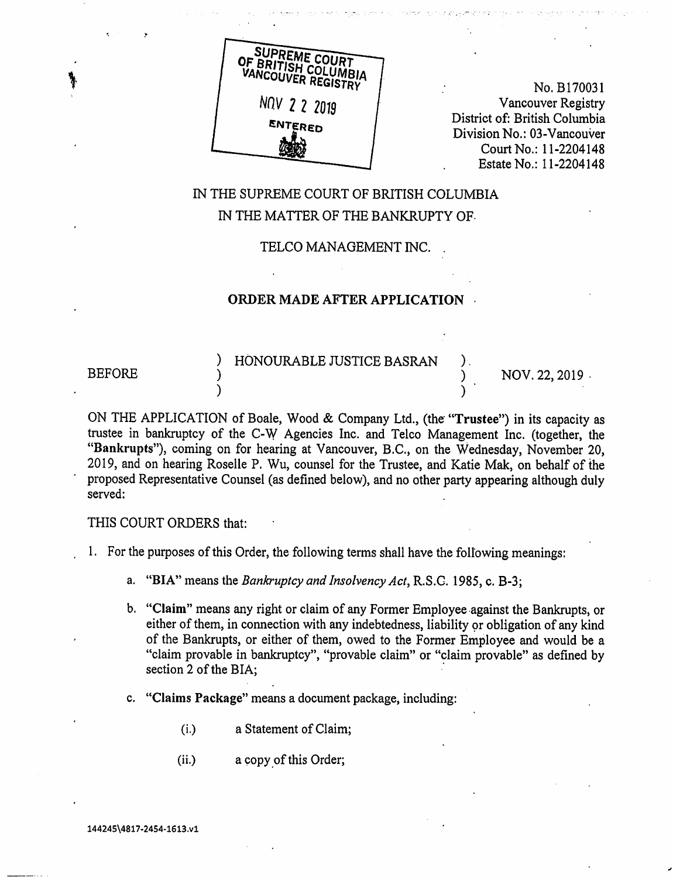SUPREME COURT OF BRITISH COLUMBIA VANCOUVER REGISTRY

NOV 22 2019

ENTERED

No. B170031
Vancouver Registry
District of: British Columbia
Division No.: 03-Vancouver
Court No.: 11-2204148
Estate No.: 11-2204148

IN THE SUPREME COURT OF BRITISH COLUMBIA

IN THE MATTER OF THE BANKRUPTY OF

TELCO MANAGEMENT INC.

**ORDER MADE AFTER APPLICATION**

BEFORE ) HONOURABLE JUSTICE BASRAN ) NOV. 22, 2019

ON THE APPLICATION of Boale, Wood & Company Ltd., (the "**Trustee**") in its capacity as trustee in bankruptcy of the C-W Agencies Inc. and Telco Management Inc. (together, the "**Bankrupts**"), coming on for hearing at Vancouver, B.C., on the Wednesday, November 20, 2019, and on hearing Roselle P. Wu, counsel for the Trustee, and Katie Mak, on behalf of the proposed Representative Counsel (as defined below), and no other party appearing although duly served:

THIS COURT ORDERS that:

1. For the purposes of this Order, the following terms shall have the following meanings:

   a. "**BIA**" means the *Bankruptcy and Insolvency Act*, R.S.C. 1985, c. B-3;

   b. "**Claim**" means any right or claim of any Former Employee against the Bankrupts, or either of them, in connection with any indebtedness, liability or obligation of any kind of the Bankrupts, or either of them, owed to the Former Employee and would be a "claim provable in bankruptcy", "provable claim" or "claim provable" as defined by section 2 of the BIA;

   c. "**Claims Package**" means a document package, including:

      (i.) a Statement of Claim;

      (ii.) a copy of this Order;

144245\4817-2454-1613.v1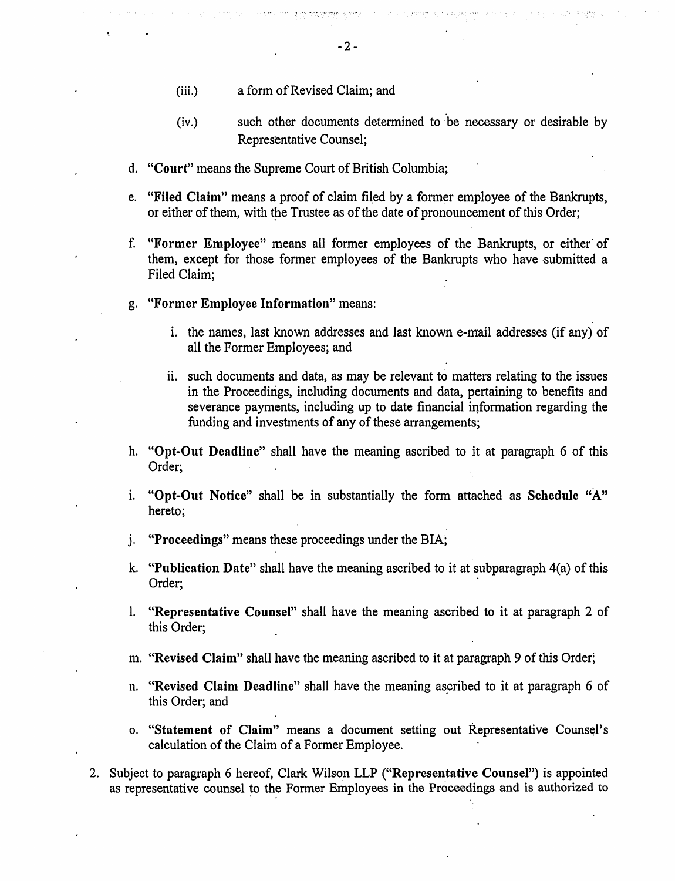(iii.) a form of Revised Claim; and

(iv.) such other documents determined to be necessary or desirable by Representative Counsel;

d. "**Court**" means the Supreme Court of British Columbia;

e. "**Filed Claim**" means a proof of claim filed by a former employee of the Bankrupts, or either of them, with the Trustee as of the date of pronouncement of this Order;

f. "**Former Employee**" means all former employees of the Bankrupts, or either of them, except for those former employees of the Bankrupts who have submitted a Filed Claim;

g. "**Former Employee Information**" means:

   i. the names, last known addresses and last known e-mail addresses (if any) of all the Former Employees; and

   ii. such documents and data, as may be relevant to matters relating to the issues in the Proceedings, including documents and data, pertaining to benefits and severance payments, including up to date financial information regarding the funding and investments of any of these arrangements;

h. "**Opt-Out Deadline**" shall have the meaning ascribed to it at paragraph 6 of this Order;

i. "**Opt-Out Notice**" shall be in substantially the form attached as **Schedule "A"** hereto;

j. "**Proceedings**" means these proceedings under the BIA;

k. "**Publication Date**" shall have the meaning ascribed to it at subparagraph 4(a) of this Order;

l. "**Representative Counsel**" shall have the meaning ascribed to it at paragraph 2 of this Order;

m. "**Revised Claim**" shall have the meaning ascribed to it at paragraph 9 of this Order;

n. "**Revised Claim Deadline**" shall have the meaning ascribed to it at paragraph 6 of this Order; and

o. "**Statement of Claim**" means a document setting out Representative Counsel's calculation of the Claim of a Former Employee.

2. Subject to paragraph 6 hereof, Clark Wilson LLP ("**Representative Counsel**") is appointed as representative counsel to the Former Employees in the Proceedings and is authorized to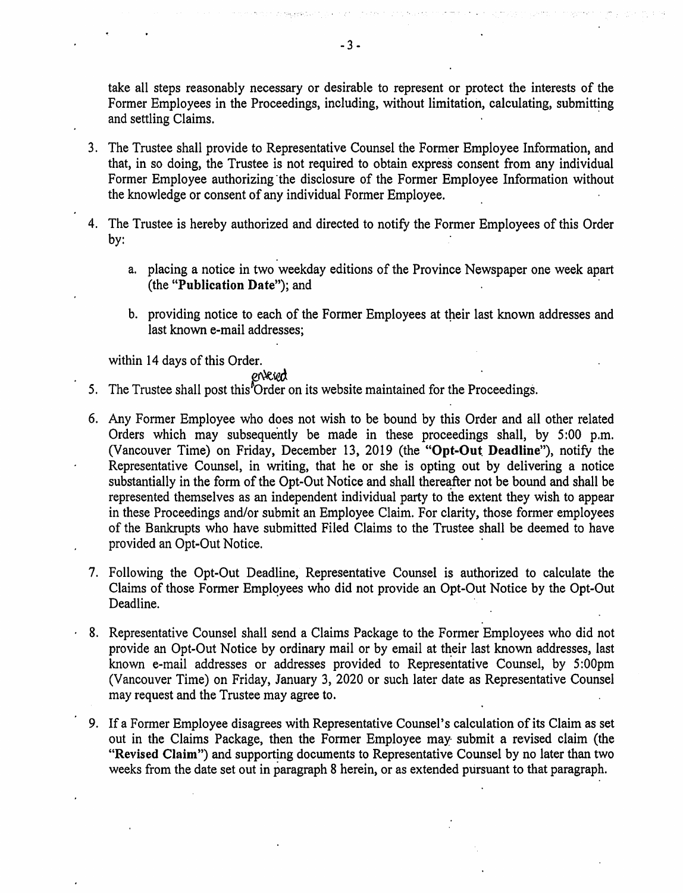take all steps reasonably necessary or desirable to represent or protect the interests of the Former Employees in the Proceedings, including, without limitation, calculating, submitting and settling Claims.

3. The Trustee shall provide to Representative Counsel the Former Employee Information, and that, in so doing, the Trustee is not required to obtain express consent from any individual Former Employee authorizing the disclosure of the Former Employee Information without the knowledge or consent of any individual Former Employee.

4. The Trustee is hereby authorized and directed to notify the Former Employees of this Order by:

   a. placing a notice in two weekday editions of the Province Newspaper one week apart (the "**Publication Date**"); and

   b. providing notice to each of the Former Employees at their last known addresses and last known e-mail addresses;

   within 14 days of this Order.

5. The Trustee shall post this entered Order on its website maintained for the Proceedings.

6. Any Former Employee who does not wish to be bound by this Order and all other related Orders which may subsequently be made in these proceedings shall, by 5:00 p.m. (Vancouver Time) on Friday, December 13, 2019 (the "**Opt-Out Deadline**"), notify the Representative Counsel, in writing, that he or she is opting out by delivering a notice substantially in the form of the Opt-Out Notice and shall thereafter not be bound and shall be represented themselves as an independent individual party to the extent they wish to appear in these Proceedings and/or submit an Employee Claim. For clarity, those former employees of the Bankrupts who have submitted Filed Claims to the Trustee shall be deemed to have provided an Opt-Out Notice.

7. Following the Opt-Out Deadline, Representative Counsel is authorized to calculate the Claims of those Former Employees who did not provide an Opt-Out Notice by the Opt-Out Deadline.

8. Representative Counsel shall send a Claims Package to the Former Employees who did not provide an Opt-Out Notice by ordinary mail or by email at their last known addresses, last known e-mail addresses or addresses provided to Representative Counsel, by 5:00pm (Vancouver Time) on Friday, January 3, 2020 or such later date as Representative Counsel may request and the Trustee may agree to.

9. If a Former Employee disagrees with Representative Counsel's calculation of its Claim as set out in the Claims Package, then the Former Employee may submit a revised claim (the "**Revised Claim**") and supporting documents to Representative Counsel by no later than two weeks from the date set out in paragraph 8 herein, or as extended pursuant to that paragraph.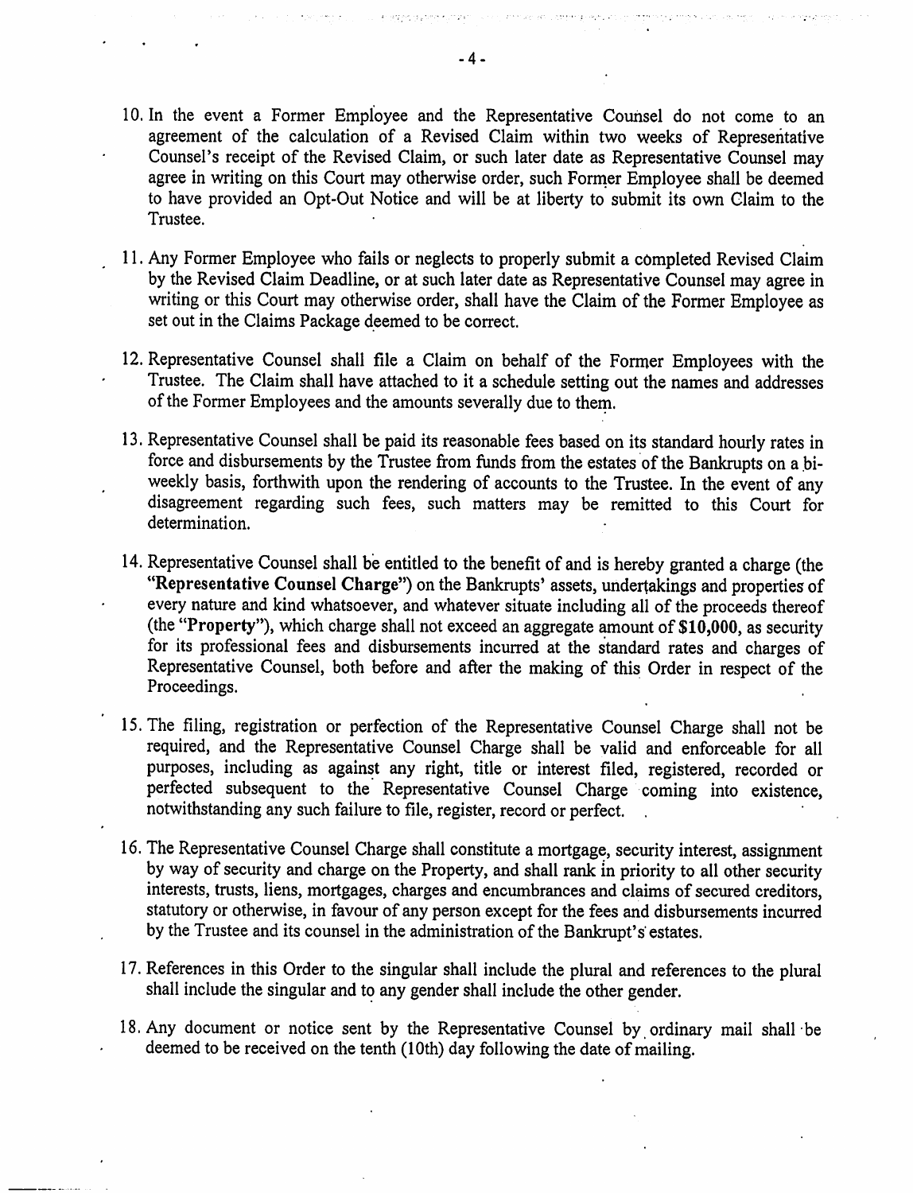10. In the event a Former Employee and the Representative Counsel do not come to an agreement of the calculation of a Revised Claim within two weeks of Representative Counsel's receipt of the Revised Claim, or such later date as Representative Counsel may agree in writing on this Court may otherwise order, such Former Employee shall be deemed to have provided an Opt-Out Notice and will be at liberty to submit its own Claim to the Trustee.

11. Any Former Employee who fails or neglects to properly submit a completed Revised Claim by the Revised Claim Deadline, or at such later date as Representative Counsel may agree in writing or this Court may otherwise order, shall have the Claim of the Former Employee as set out in the Claims Package deemed to be correct.

12. Representative Counsel shall file a Claim on behalf of the Former Employees with the Trustee. The Claim shall have attached to it a schedule setting out the names and addresses of the Former Employees and the amounts severally due to them.

13. Representative Counsel shall be paid its reasonable fees based on its standard hourly rates in force and disbursements by the Trustee from funds from the estates of the Bankrupts on a bi-weekly basis, forthwith upon the rendering of accounts to the Trustee. In the event of any disagreement regarding such fees, such matters may be remitted to this Court for determination.

14. Representative Counsel shall be entitled to the benefit of and is hereby granted a charge (the **"Representative Counsel Charge"**) on the Bankrupts' assets, undertakings and properties of every nature and kind whatsoever, and whatever situate including all of the proceeds thereof (the **"Property"**), which charge shall not exceed an aggregate amount of **$10,000**, as security for its professional fees and disbursements incurred at the standard rates and charges of Representative Counsel, both before and after the making of this Order in respect of the Proceedings.

15. The filing, registration or perfection of the Representative Counsel Charge shall not be required, and the Representative Counsel Charge shall be valid and enforceable for all purposes, including as against any right, title or interest filed, registered, recorded or perfected subsequent to the Representative Counsel Charge coming into existence, notwithstanding any such failure to file, register, record or perfect.

16. The Representative Counsel Charge shall constitute a mortgage, security interest, assignment by way of security and charge on the Property, and shall rank in priority to all other security interests, trusts, liens, mortgages, charges and encumbrances and claims of secured creditors, statutory or otherwise, in favour of any person except for the fees and disbursements incurred by the Trustee and its counsel in the administration of the Bankrupt's estates.

17. References in this Order to the singular shall include the plural and references to the plural shall include the singular and to any gender shall include the other gender.

18. Any document or notice sent by the Representative Counsel by ordinary mail shall be deemed to be received on the tenth (10th) day following the date of mailing.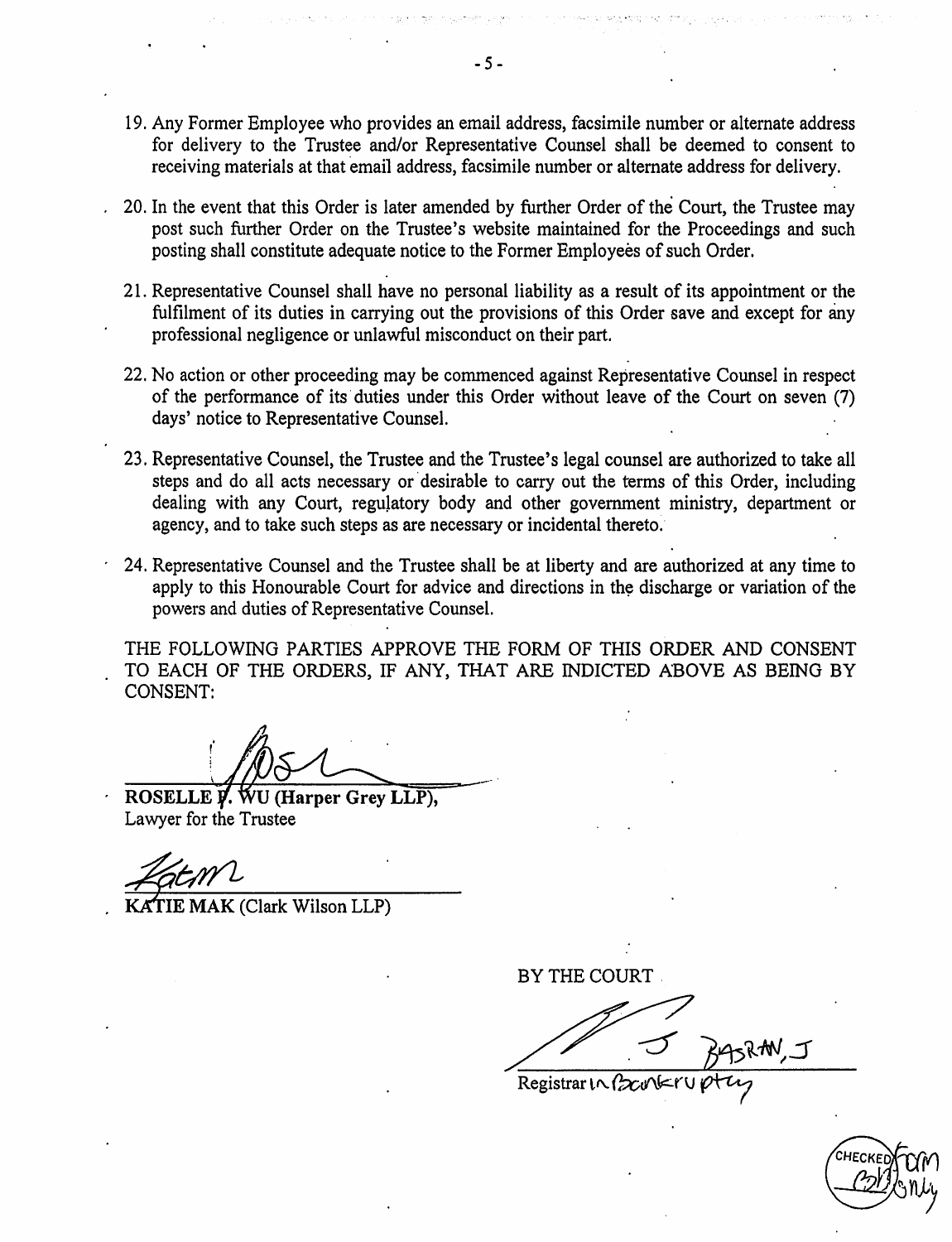19. Any Former Employee who provides an email address, facsimile number or alternate address for delivery to the Trustee and/or Representative Counsel shall be deemed to consent to receiving materials at that email address, facsimile number or alternate address for delivery.

20. In the event that this Order is later amended by further Order of the Court, the Trustee may post such further Order on the Trustee's website maintained for the Proceedings and such posting shall constitute adequate notice to the Former Employees of such Order.

21. Representative Counsel shall have no personal liability as a result of its appointment or the fulfilment of its duties in carrying out the provisions of this Order save and except for any professional negligence or unlawful misconduct on their part.

22. No action or other proceeding may be commenced against Representative Counsel in respect of the performance of its duties under this Order without leave of the Court on seven (7) days' notice to Representative Counsel.

23. Representative Counsel, the Trustee and the Trustee's legal counsel are authorized to take all steps and do all acts necessary or desirable to carry out the terms of this Order, including dealing with any Court, regulatory body and other government ministry, department or agency, and to take such steps as are necessary or incidental thereto.

24. Representative Counsel and the Trustee shall be at liberty and are authorized at any time to apply to this Honourable Court for advice and directions in the discharge or variation of the powers and duties of Representative Counsel.

THE FOLLOWING PARTIES APPROVE THE FORM OF THIS ORDER AND CONSENT TO EACH OF THE ORDERS, IF ANY, THAT ARE INDICTED ABOVE AS BEING BY CONSENT:

______________________________
**ROSELLE P. WU (Harper Grey LLP),**
Lawyer for the Trustee

______________________________
**KATIE MAK** (Clark Wilson LLP)

BY THE COURT

______________________________
BASRAN, J
Registrar in Bankruptcy

CHECKED Form Only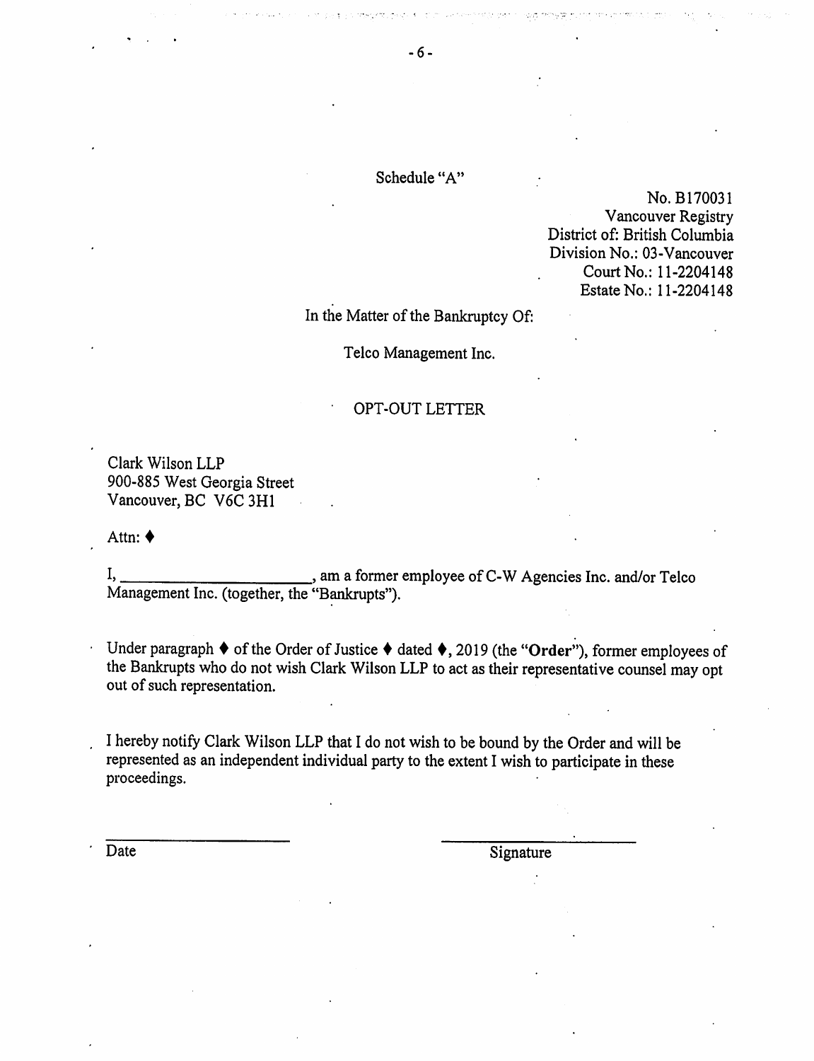Schedule "A"

No. B170031
Vancouver Registry
District of: British Columbia
Division No.: 03-Vancouver
Court No.: 11-2204148
Estate No.: 11-2204148

In the Matter of the Bankruptcy Of:

Telco Management Inc.

OPT-OUT LETTER

Clark Wilson LLP
900-885 West Georgia Street
Vancouver, BC V6C 3H1

Attn: ♦

I, ________________________, am a former employee of C-W Agencies Inc. and/or Telco Management Inc. (together, the "Bankrupts").

Under paragraph ♦ of the Order of Justice ♦ dated ♦, 2019 (the "**Order**"), former employees of the Bankrupts who do not wish Clark Wilson LLP to act as their representative counsel may opt out of such representation.

I hereby notify Clark Wilson LLP that I do not wish to be bound by the Order and will be represented as an independent individual party to the extent I wish to participate in these proceedings.

______________________ Date

______________________ Signature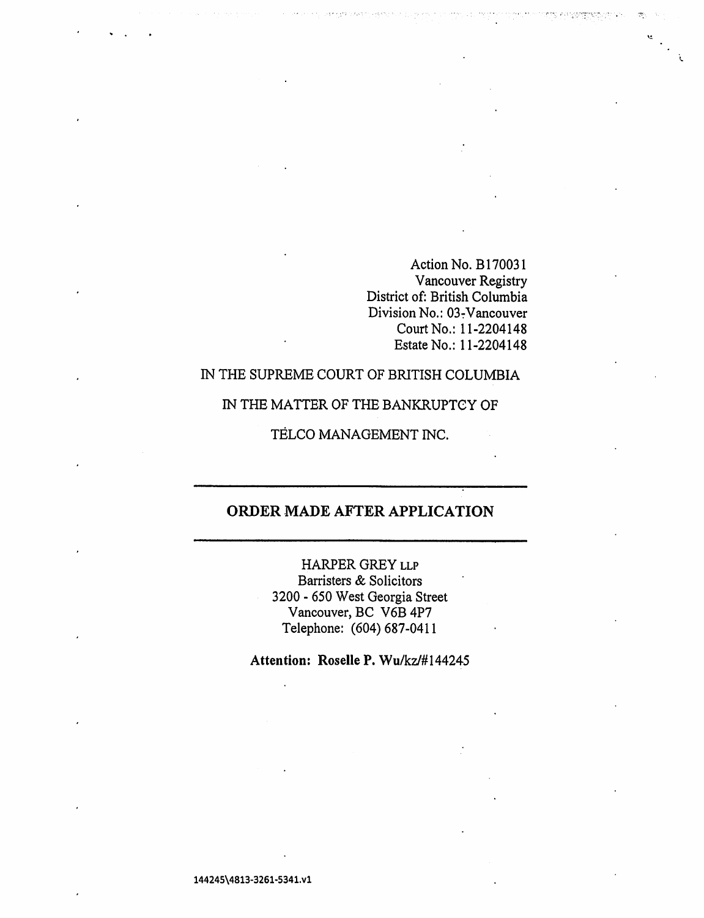Action No. B170031
Vancouver Registry
District of: British Columbia
Division No.: 03-Vancouver
Court No.: 11-2204148
Estate No.: 11-2204148

IN THE SUPREME COURT OF BRITISH COLUMBIA

IN THE MATTER OF THE BANKRUPTCY OF

TELCO MANAGEMENT INC.

---

## ORDER MADE AFTER APPLICATION

---

HARPER GREY LLP
Barristers & Solicitors
3200 - 650 West Georgia Street
Vancouver, BC V6B 4P7
Telephone: (604) 687-0411

**Attention: Roselle P. Wu/kz/#144245**

144245\4813-3261-5341.v1